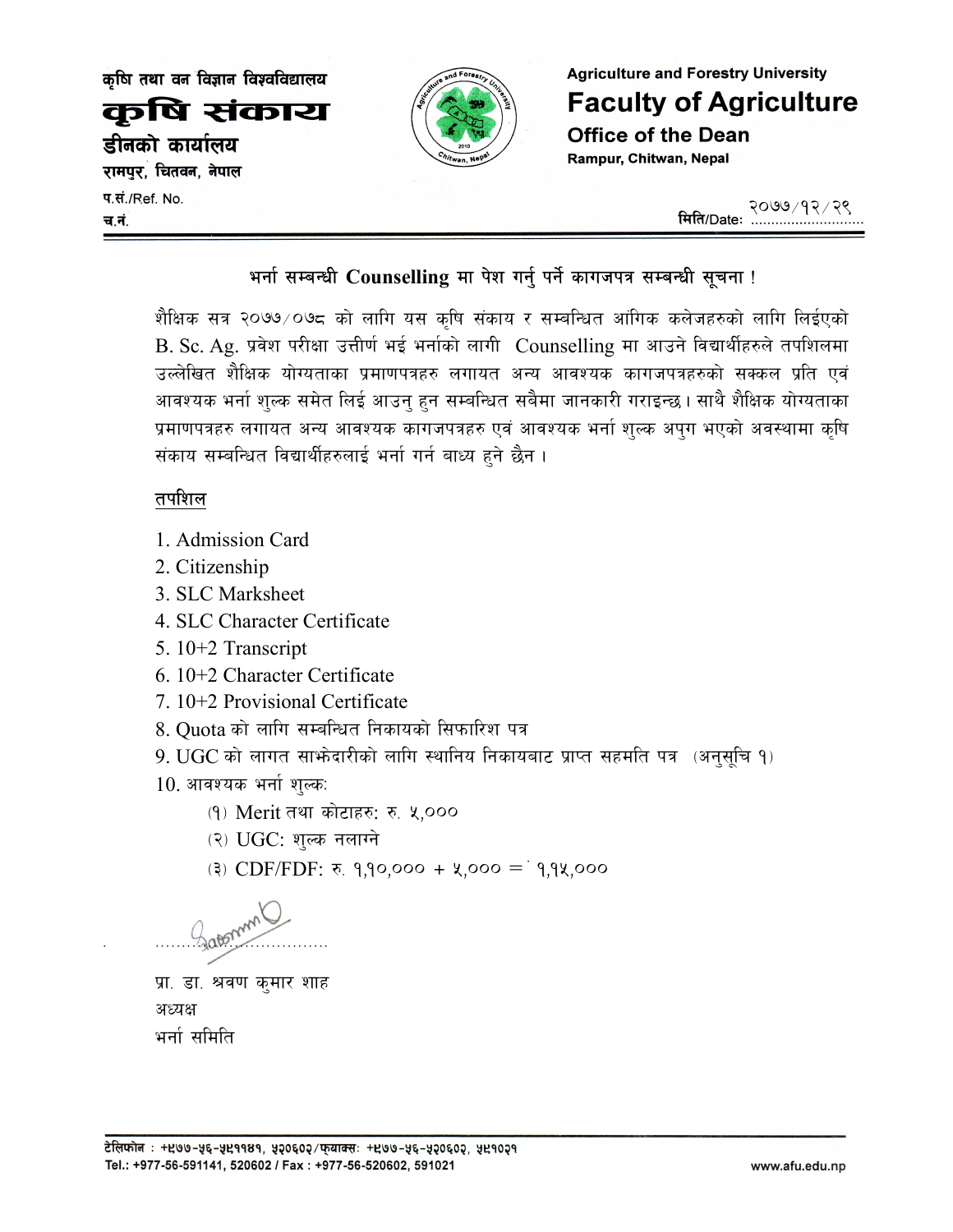कृषि तथा वन विज्ञान विश्वविद्यालय

**कृषि संकाय**

**डीनको कार्यालय**

रामपुर, चितवन, नेपाल

**Agriculture and Forestry University**

**Faculty of Agriculture**

**Office of the Dean**

Rampur, Chitwan, Nepal

प.सं./Ref. No.

च.नं.

मिति/Date: २०७७/१२/२९

## भर्ना सम्बन्धी Counselling मा पेश गर्नु पर्ने कागजपत्र सम्बन्धी सूचना !

शैक्षिक सत्र २०७७/०७८ को लागि यस कृषि संकाय र सम्बन्धित आंगिक कलेजहरुको लागि लिईएको B. Sc. Ag. प्रवेश परीक्षा उत्तीर्ण भई भर्नाको लागी Counselling मा आउने विद्यार्थीहरुले तपशिलमा उल्लेखित शैक्षिक योग्यताका प्रमाणपत्रहरु लगायत अन्य आवश्यक कागजपत्रहरुको सक्कल प्रति एवं आवश्यक भर्ना शुल्क समेत लिई आउनु हुन सम्बन्धित सबैमा जानकारी गराइन्छ। साथै शैक्षिक योग्यताका प्रमाणपत्रहरु लगायत अन्य आवश्यक कागजपत्रहरु एवं आवश्यक भर्ना शुल्क अपुग भएको अवस्थामा कृषि संकाय सम्बन्धित विद्यार्थीहरुलाई भर्ना गर्न बाध्य हुने छैन ।

**तपशिल**

1. Admission Card
2. Citizenship
3. SLC Marksheet
4. SLC Character Certificate
5. 10+2 Transcript
6. 10+2 Character Certificate
7. 10+2 Provisional Certificate
8. Quota को लागि सम्बन्धित निकायको सिफारिश पत्र
9. UGC को लागत साझेदारीको लागि स्थानिय निकायबाट प्राप्त सहमति पत्र (अनुसूचि १)
10. आवश्यक भर्ना शुल्क:
    - (१) Merit तथा कोटाहरु: रु. ५,०००
    - (२) UGC: शुल्क नलाग्ने
    - (३) CDF/FDF: रु. १,१०,००० + ५,००० = १,१५,०००

प्रा. डा. श्रवण कुमार शाह

अध्यक्ष

भर्ना समिति

टेलिफोन : +९७७-५६-५९११४१, ५२०६०२/फ्याक्सः +९७७-५६-५२०६०२, ५९१०२१

Tel.: +977-56-591141, 520602 / Fax : +977-56-520602, 591021

www.afu.edu.np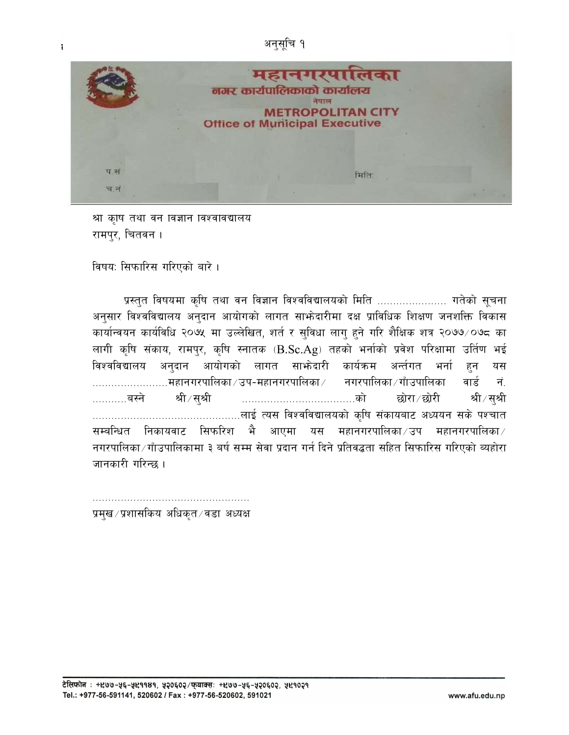अनुसूचि १

महानगरपालिका
नगर कार्यपालिकाको कार्यालय
नेपाल
METROPOLITAN CITY
Office of Municipal Executive

प.सं

च.नं

मितिः

श्री कृषि तथा वन विज्ञान विश्वविद्यालय
रामपुर, चितवन ।

विषयः सिफारिस गरिएको बारे ।

प्रस्तुत विषयमा कृषि तथा वन विज्ञान विश्वविद्यालयको मिति ...................... गतेको सूचना अनुसार विश्वविद्यालय अनुदान आयोगको लागत साझेदारीमा दक्ष प्राविधिक शिक्षण जनशक्ति विकास कार्यान्वयन कार्यविधि २०७५ मा उल्लेखित, शर्त र सुविधा लागु हुने गरि शैक्षिक शत्र २०७७/०७८ का लागी कृषि संकाय, रामपुर, कृषि स्नातक (B.Sc.Ag) तहको भर्नाको प्रवेश परिक्षामा उर्तिण भई विश्वविद्यालय अनुदान आयोगको लागत साझेदारी कार्यक्रम अर्न्तगत भर्ना हुन यस ........................महानगरपालिका/उप-महानगरपालिका/ नगरपालिका/गाँउपालिका वार्ड नं. ...........बस्ने श्री/सुश्री ...................................को छोरा/छोरी श्री/सुश्री .............................................लाई त्यस विश्वविद्यालयको कृषि संकायबाट अध्ययन सके पश्चात सम्बन्धित निकायवाट सिफरिश भै आएमा यस महानगरपालिका/उप महानगरपालिका/ नगरपालिका/गाँउपालिकामा ३ बर्ष सम्म सेवा प्रदान गर्न दिने प्रतिवद्धता सहित सिफारिस गरिएको व्यहोरा जानकारी गरिन्छ ।

.................................................
प्रमुख/प्रशासकिय अधिकृत/वडा अध्यक्ष